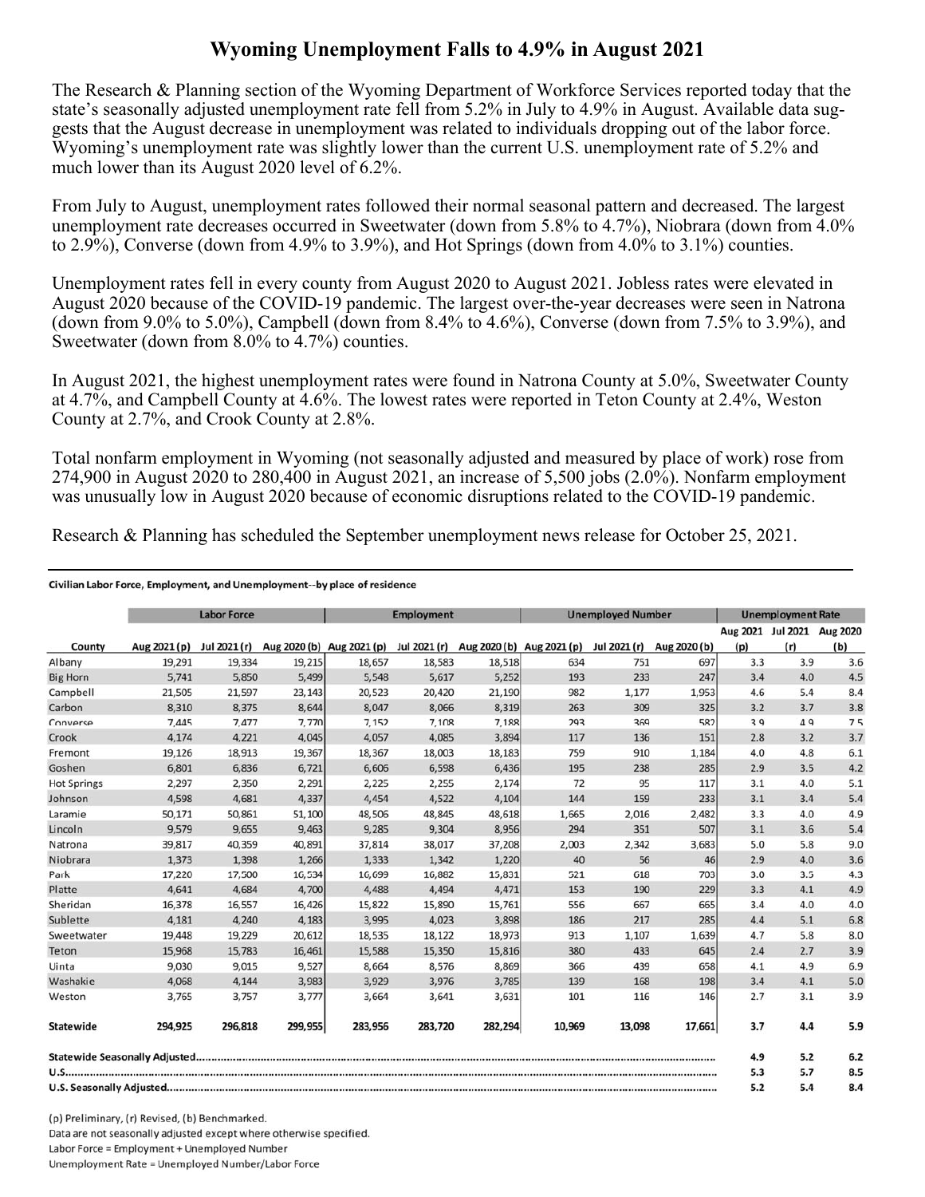# Wyoming Unemployment Falls to 4.9% in August 2021

The Research & Planning section of the Wyoming Department of Workforce Services reported today that the state's seasonally adjusted unemployment rate fell from 5.2% in July to 4.9% in August. Available data suggests that the August decrease in unemployment was related to individuals dropping out of the labor force. Wyoming's unemployment rate was slightly lower than the current U.S. unemployment rate of 5.2% and much lower than its August 2020 level of 6.2%.

From July to August, unemployment rates followed their normal seasonal pattern and decreased. The largest unemployment rate decreases occurred in Sweetwater (down from 5.8% to 4.7%), Niobrara (down from 4.0% to 2.9%), Converse (down from 4.9% to 3.9%), and Hot Springs (down from 4.0% to 3.1%) counties.

Unemployment rates fell in every county from August 2020 to August 2021. Jobless rates were elevated in August 2020 because of the COVID-19 pandemic. The largest over-the-year decreases were seen in Natrona (down from 9.0% to 5.0%), Campbell (down from 8.4% to 4.6%), Converse (down from 7.5% to 3.9%), and Sweetwater (down from 8.0% to 4.7%) counties.

In August 2021, the highest unemployment rates were found in Natrona County at 5.0%, Sweetwater County at 4.7%, and Campbell County at 4.6%. The lowest rates were reported in Teton County at 2.4%, Weston County at 2.7%, and Crook County at 2.8%.

Total nonfarm employment in Wyoming (not seasonally adjusted and measured by place of work) rose from 274,900 in August 2020 to 280,400 in August 2021, an increase of 5,500 jobs (2.0%). Nonfarm employment was unusually low in August 2020 because of economic disruptions related to the COVID-19 pandemic.

Research & Planning has scheduled the September unemployment news release for October 25, 2021.

**Civilian Labor Force, Employment, and Unemployment--by place of residence**

| | Labor Force | | | Employment | | | Unemployed Number | | | Unemployment Rate | | |
|---|---|---|---|---|---|---|---|---|---|---|---|---|
| County | Aug 2021 (p) | Jul 2021 (r) | Aug 2020 (b) | Aug 2021 (p) | Jul 2021 (r) | Aug 2020 (b) | Aug 2021 (p) | Jul 2021 (r) | Aug 2020 (b) | Aug 2021 (p) | Jul 2021 (r) | Aug 2020 (b) |
| Albany | 19,291 | 19,334 | 19,215 | 18,657 | 18,583 | 18,518 | 634 | 751 | 697 | 3.3 | 3.9 | 3.6 |
| Big Horn | 5,741 | 5,850 | 5,499 | 5,548 | 5,617 | 5,252 | 193 | 233 | 247 | 3.4 | 4.0 | 4.5 |
| Campbell | 21,505 | 21,597 | 23,143 | 20,523 | 20,420 | 21,190 | 982 | 1,177 | 1,953 | 4.6 | 5.4 | 8.4 |
| Carbon | 8,310 | 8,375 | 8,644 | 8,047 | 8,066 | 8,319 | 263 | 309 | 325 | 3.2 | 3.7 | 3.8 |
| Converse | 7,445 | 7,477 | 7,770 | 7,152 | 7,108 | 7,188 | 293 | 369 | 582 | 3.9 | 4.9 | 7.5 |
| Crook | 4,174 | 4,221 | 4,045 | 4,057 | 4,085 | 3,894 | 117 | 136 | 151 | 2.8 | 3.2 | 3.7 |
| Fremont | 19,126 | 18,913 | 19,367 | 18,367 | 18,003 | 18,183 | 759 | 910 | 1,184 | 4.0 | 4.8 | 6.1 |
| Goshen | 6,801 | 6,836 | 6,721 | 6,606 | 6,598 | 6,436 | 195 | 238 | 285 | 2.9 | 3.5 | 4.2 |
| Hot Springs | 2,297 | 2,350 | 2,291 | 2,225 | 2,255 | 2,174 | 72 | 95 | 117 | 3.1 | 4.0 | 5.1 |
| Johnson | 4,598 | 4,681 | 4,337 | 4,454 | 4,522 | 4,104 | 144 | 159 | 233 | 3.1 | 3.4 | 5.4 |
| Laramie | 50,171 | 50,861 | 51,100 | 48,506 | 48,845 | 48,618 | 1,665 | 2,016 | 2,482 | 3.3 | 4.0 | 4.9 |
| Lincoln | 9,579 | 9,655 | 9,463 | 9,285 | 9,304 | 8,956 | 294 | 351 | 507 | 3.1 | 3.6 | 5.4 |
| Natrona | 39,817 | 40,359 | 40,891 | 37,814 | 38,017 | 37,208 | 2,003 | 2,342 | 3,683 | 5.0 | 5.8 | 9.0 |
| Niobrara | 1,373 | 1,398 | 1,266 | 1,333 | 1,342 | 1,220 | 40 | 56 | 46 | 2.9 | 4.0 | 3.6 |
| Park | 17,220 | 17,500 | 16,534 | 16,699 | 16,882 | 15,831 | 521 | 618 | 703 | 3.0 | 3.5 | 4.3 |
| Platte | 4,641 | 4,684 | 4,700 | 4,488 | 4,494 | 4,471 | 153 | 190 | 229 | 3.3 | 4.1 | 4.9 |
| Sheridan | 16,378 | 16,557 | 16,426 | 15,822 | 15,890 | 15,761 | 556 | 667 | 665 | 3.4 | 4.0 | 4.0 |
| Sublette | 4,181 | 4,240 | 4,183 | 3,995 | 4,023 | 3,898 | 186 | 217 | 285 | 4.4 | 5.1 | 6.8 |
| Sweetwater | 19,448 | 19,229 | 20,612 | 18,535 | 18,122 | 18,973 | 913 | 1,107 | 1,639 | 4.7 | 5.8 | 8.0 |
| Teton | 15,968 | 15,783 | 16,461 | 15,588 | 15,350 | 15,816 | 380 | 433 | 645 | 2.4 | 2.7 | 3.9 |
| Uinta | 9,030 | 9,015 | 9,527 | 8,664 | 8,576 | 8,869 | 366 | 439 | 658 | 4.1 | 4.9 | 6.9 |
| Washakie | 4,068 | 4,144 | 3,983 | 3,929 | 3,976 | 3,785 | 139 | 168 | 198 | 3.4 | 4.1 | 5.0 |
| Weston | 3,765 | 3,757 | 3,777 | 3,664 | 3,641 | 3,631 | 101 | 116 | 146 | 2.7 | 3.1 | 3.9 |
| **Statewide** | **294,925** | **296,818** | **299,955** | **283,956** | **283,720** | **282,294** | **10,969** | **13,098** | **17,661** | **3.7** | **4.4** | **5.9** |
| **Statewide Seasonally Adjusted** | | | | | | | | | | **4.9** | **5.2** | **6.2** |
| **U.S.** | | | | | | | | | | **5.3** | **5.7** | **8.5** |
| **U.S. Seasonally Adjusted** | | | | | | | | | | **5.2** | **5.4** | **8.4** |

(p) Preliminary, (r) Revised, (b) Benchmarked.
Data are not seasonally adjusted except where otherwise specified.
Labor Force = Employment + Unemployed Number
Unemployment Rate = Unemployed Number/Labor Force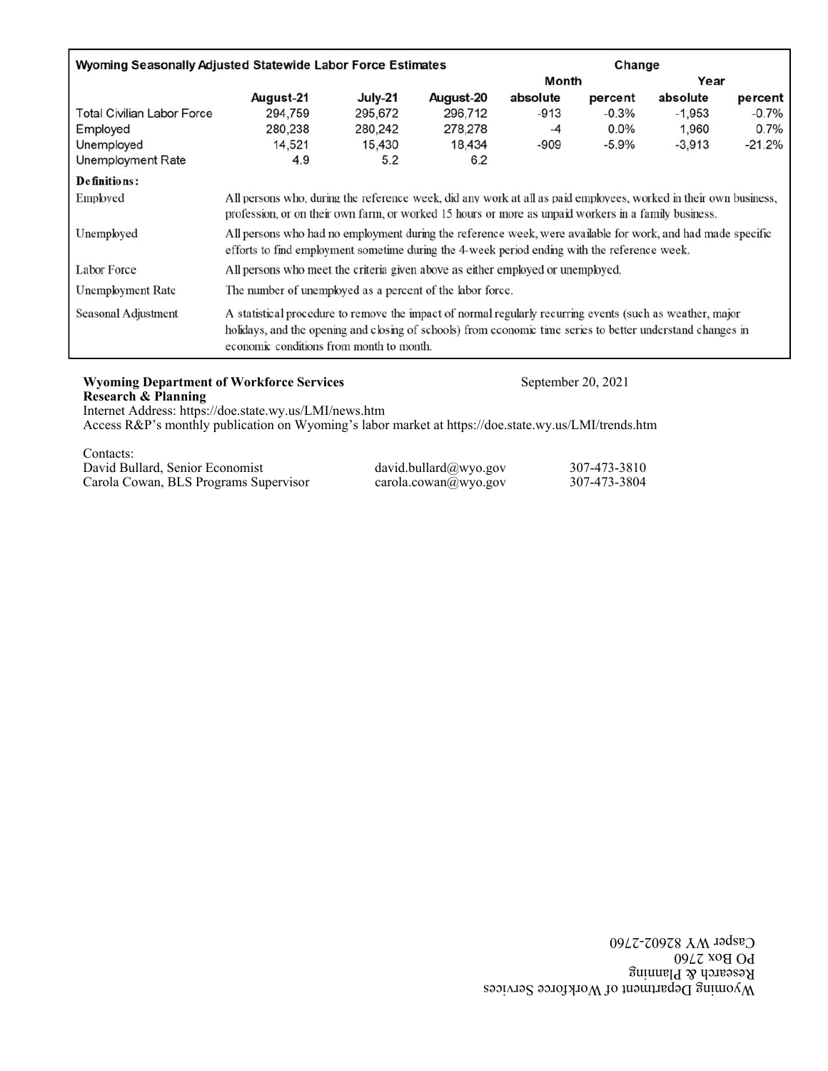| Wyoming Seasonally Adjusted Statewide Labor Force Estimates | | | | Change | | | |
|---|---|---|---|---|---|---|---|
| | | | | Month | | Year | |
| | August-21 | July-21 | August-20 | absolute | percent | absolute | percent |
| Total Civilian Labor Force | 294,759 | 295,672 | 296,712 | -913 | -0.3% | -1,953 | -0.7% |
| Employed | 280,238 | 280,242 | 278,278 | -4 | 0.0% | 1,960 | 0.7% |
| Unemployed | 14,521 | 15,430 | 18,434 | -909 | -5.9% | -3,913 | -21.2% |
| Unemployment Rate | 4.9 | 5.2 | 6.2 | | | | |

**Definitions:**

| | |
|---|---|
| Employed | All persons who, during the reference week, did any work at all as paid employees, worked in their own business, profession, or on their own farm, or worked 15 hours or more as unpaid workers in a family business. |
| Unemployed | All persons who had no employment during the reference week, were available for work, and had made specific efforts to find employment sometime during the 4-week period ending with the reference week. |
| Labor Force | All persons who meet the criteria given above as either employed or unemployed. |
| Unemployment Rate | The number of unemployed as a percent of the labor force. |
| Seasonal Adjustment | A statistical procedure to remove the impact of normal regularly recurring events (such as weather, major holidays, and the opening and closing of schools) from economic time series to better understand changes in economic conditions from month to month. |

**Wyoming Department of Workforce Services**
**Research & Planning**

September 20, 2021

Internet Address: https://doe.state.wy.us/LMI/news.htm
Access R&P's monthly publication on Wyoming's labor market at https://doe.state.wy.us/LMI/trends.htm

Contacts:

| | | |
|---|---|---|
| David Bullard, Senior Economist | david.bullard@wyo.gov | 307-473-3810 |
| Carola Cowan, BLS Programs Supervisor | carola.cowan@wyo.gov | 307-473-3804 |

Wyoming Department of Workforce Services
Research & Planning
PO Box 2760
Casper WY 82602-2760